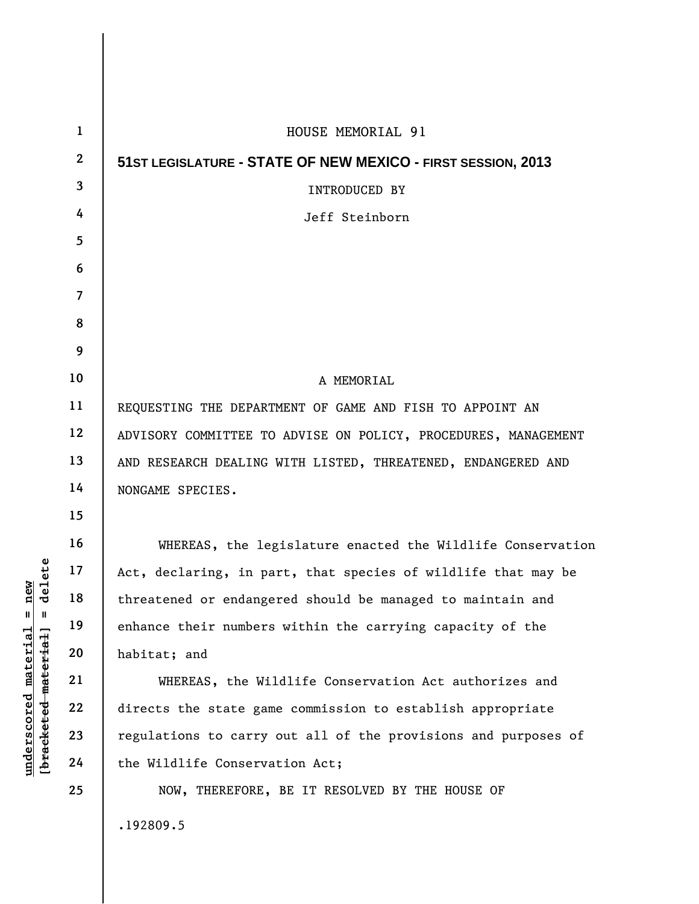HOUSE MEMORIAL 91

**51ST LEGISLATURE - STATE OF NEW MEXICO - FIRST SESSION, 2013**

INTRODUCED BY

Jeff Steinborn

A MEMORIAL

REQUESTING THE DEPARTMENT OF GAME AND FISH TO APPOINT AN ADVISORY COMMITTEE TO ADVISE ON POLICY, PROCEDURES, MANAGEMENT AND RESEARCH DEALING WITH LISTED, THREATENED, ENDANGERED AND NONGAME SPECIES.

WHEREAS, the legislature enacted the Wildlife Conservation Act, declaring, in part, that species of wildlife that may be threatened or endangered should be managed to maintain and enhance their numbers within the carrying capacity of the habitat; and

WHEREAS, the Wildlife Conservation Act authorizes and directs the state game commission to establish appropriate regulations to carry out all of the provisions and purposes of the Wildlife Conservation Act;

NOW, THEREFORE, BE IT RESOLVED BY THE HOUSE OF

.192809.5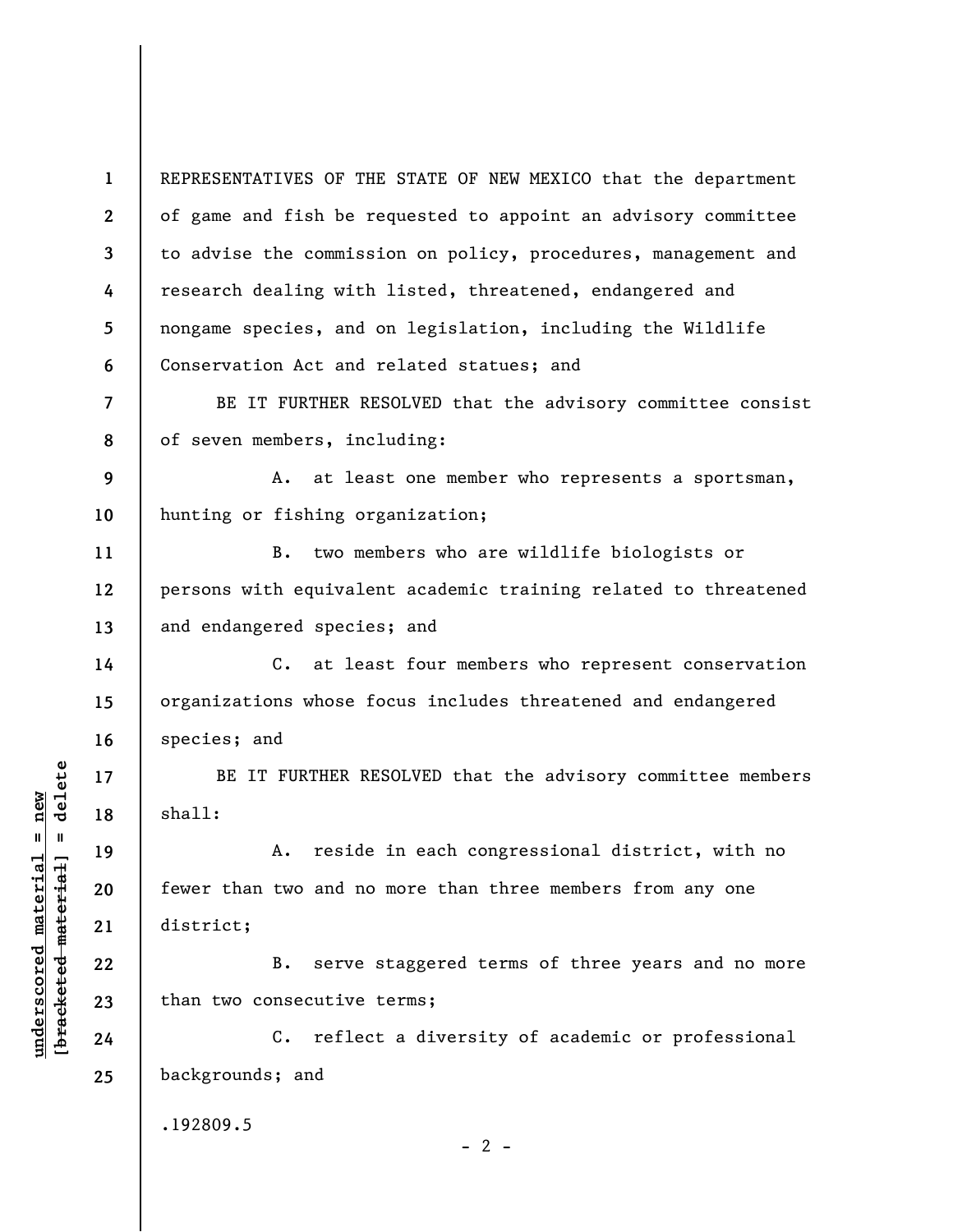REPRESENTATIVES OF THE STATE OF NEW MEXICO that the department of game and fish be requested to appoint an advisory committee to advise the commission on policy, procedures, management and research dealing with listed, threatened, endangered and nongame species, and on legislation, including the Wildlife Conservation Act and related statues; and

BE IT FURTHER RESOLVED that the advisory committee consist of seven members, including:

A. at least one member who represents a sportsman, hunting or fishing organization;

B. two members who are wildlife biologists or persons with equivalent academic training related to threatened and endangered species; and

C. at least four members who represent conservation organizations whose focus includes threatened and endangered species; and

BE IT FURTHER RESOLVED that the advisory committee members shall:

A. reside in each congressional district, with no fewer than two and no more than three members from any one district;

B. serve staggered terms of three years and no more than two consecutive terms;

C. reflect a diversity of academic or professional backgrounds; and

.192809.5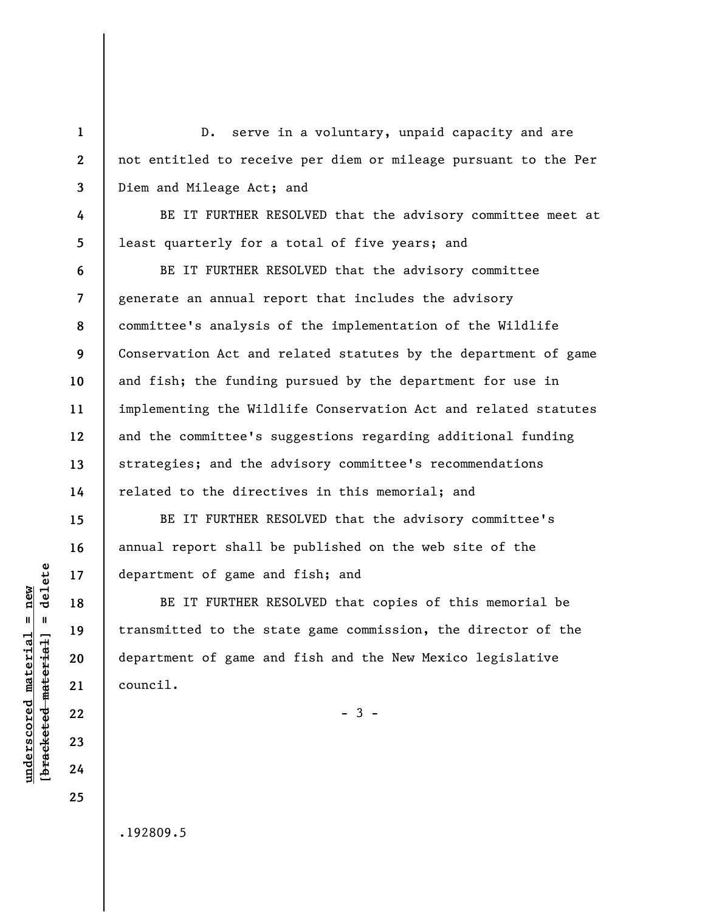D. serve in a voluntary, unpaid capacity and are not entitled to receive per diem or mileage pursuant to the Per Diem and Mileage Act; and

BE IT FURTHER RESOLVED that the advisory committee meet at least quarterly for a total of five years; and

BE IT FURTHER RESOLVED that the advisory committee generate an annual report that includes the advisory committee's analysis of the implementation of the Wildlife Conservation Act and related statutes by the department of game and fish; the funding pursued by the department for use in implementing the Wildlife Conservation Act and related statutes and the committee's suggestions regarding additional funding strategies; and the advisory committee's recommendations related to the directives in this memorial; and

BE IT FURTHER RESOLVED that the advisory committee's annual report shall be published on the web site of the department of game and fish; and

BE IT FURTHER RESOLVED that copies of this memorial be transmitted to the state game commission, the director of the department of game and fish and the New Mexico legislative council.

.192809.5